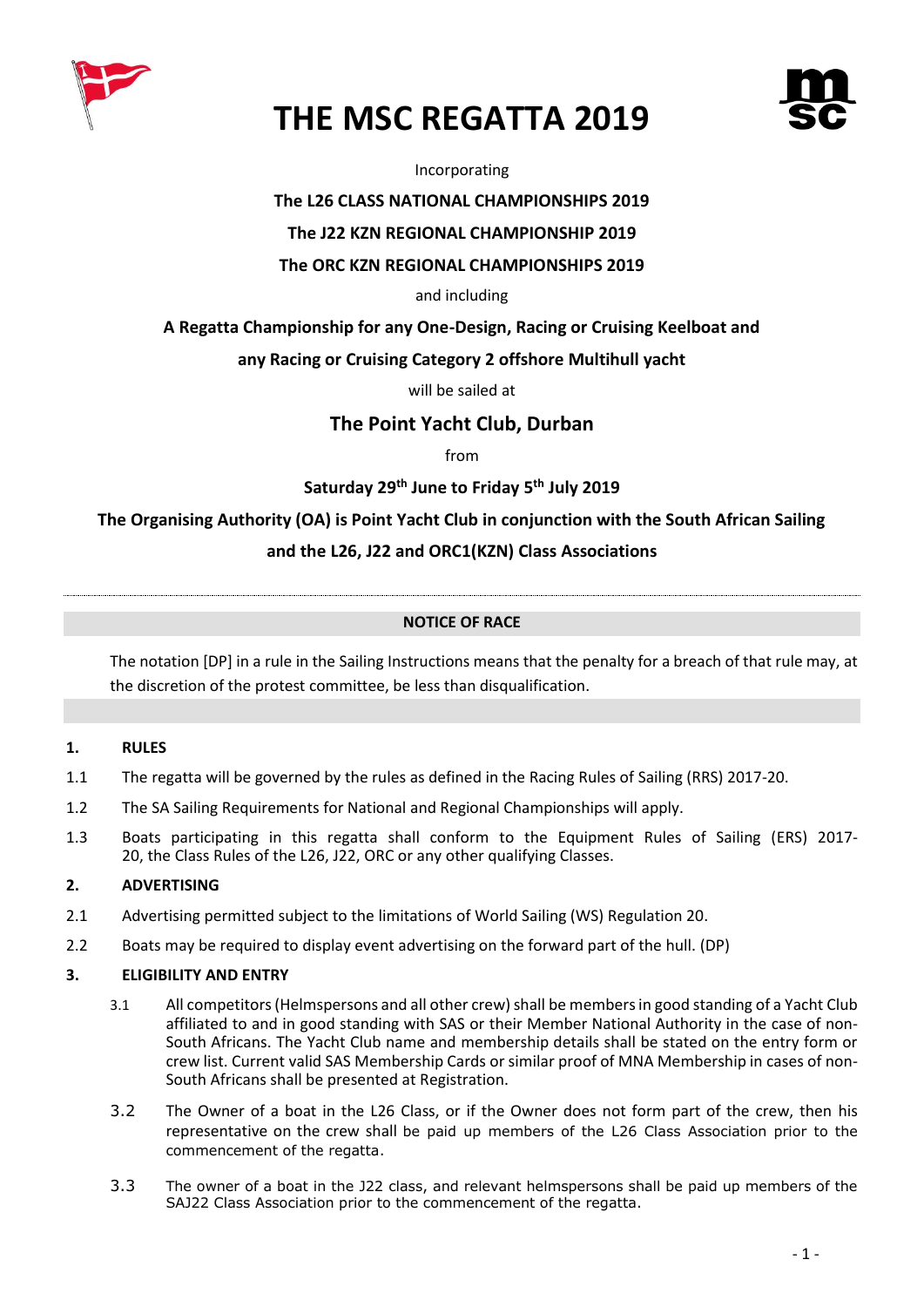# THE MSC REGATTA 2019

Incorporating

**The L26 CLASS NATIONAL CHAMPIONSHIPS 2019**

**The J22 KZN REGIONAL CHAMPIONSHIP 2019**

**The ORC KZN REGIONAL CHAMPIONSHIPS 2019**

and including

**A Regatta Championship for any One-Design, Racing or Cruising Keelboat and any Racing or Cruising Category 2 offshore Multihull yacht**

will be sailed at

## The Point Yacht Club, Durban

from

**Saturday 29th June to Friday 5th July 2019**

**The Organising Authority (OA) is Point Yacht Club in conjunction with the South African Sailing and the L26, J22 and ORC1(KZN) Class Associations**

---

## NOTICE OF RACE

The notation [DP] in a rule in the Sailing Instructions means that the penalty for a breach of that rule may, at the discretion of the protest committee, be less than disqualification.

### 1. RULES

1.1 The regatta will be governed by the rules as defined in the Racing Rules of Sailing (RRS) 2017-20.

1.2 The SA Sailing Requirements for National and Regional Championships will apply.

1.3 Boats participating in this regatta shall conform to the Equipment Rules of Sailing (ERS) 2017-20, the Class Rules of the L26, J22, ORC or any other qualifying Classes.

### 2. ADVERTISING

2.1 Advertising permitted subject to the limitations of World Sailing (WS) Regulation 20.

2.2 Boats may be required to display event advertising on the forward part of the hull. (DP)

### 3. ELIGIBILITY AND ENTRY

3.1 All competitors (Helmspersons and all other crew) shall be members in good standing of a Yacht Club affiliated to and in good standing with SAS or their Member National Authority in the case of non-South Africans. The Yacht Club name and membership details shall be stated on the entry form or crew list. Current valid SAS Membership Cards or similar proof of MNA Membership in cases of non-South Africans shall be presented at Registration.

3.2 The Owner of a boat in the L26 Class, or if the Owner does not form part of the crew, then his representative on the crew shall be paid up members of the L26 Class Association prior to the commencement of the regatta.

3.3 The owner of a boat in the J22 class, and relevant helmspersons shall be paid up members of the SAJ22 Class Association prior to the commencement of the regatta.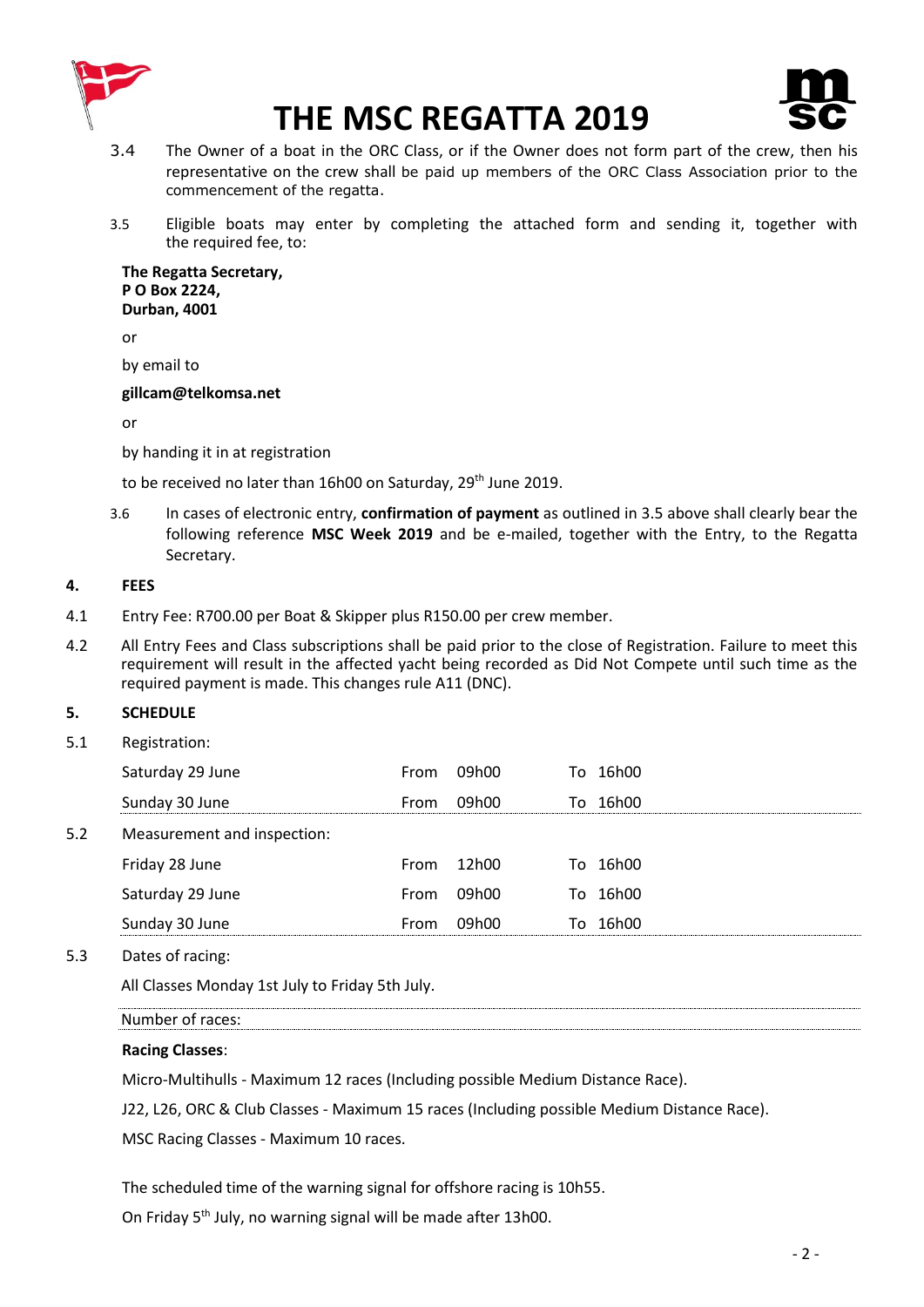3.4 The Owner of a boat in the ORC Class, or if the Owner does not form part of the crew, then his representative on the crew shall be paid up members of the ORC Class Association prior to the commencement of the regatta.

3.5 Eligible boats may enter by completing the attached form and sending it, together with the required fee, to:

**The Regatta Secretary,**
**P O Box 2224,**
**Durban, 4001**

or

by email to

**gillcam@telkomsa.net**

or

by handing it in at registration

to be received no later than 16h00 on Saturday, 29th June 2019.

3.6 In cases of electronic entry, **confirmation of payment** as outlined in 3.5 above shall clearly bear the following reference **MSC Week 2019** and be e-mailed, together with the Entry, to the Regatta Secretary.

## 4. FEES

4.1 Entry Fee: R700.00 per Boat & Skipper plus R150.00 per crew member.

4.2 All Entry Fees and Class subscriptions shall be paid prior to the close of Registration. Failure to meet this requirement will result in the affected yacht being recorded as Did Not Compete until such time as the required payment is made. This changes rule A11 (DNC).

## 5. SCHEDULE

5.1 Registration:

| | | | |
|---|---|---|---|
| Saturday 29 June | From 09h00 | To 16h00 |
| Sunday 30 June | From 09h00 | To 16h00 |

5.2 Measurement and inspection:

| | | |
|---|---|---|
| Friday 28 June | From 12h00 | To 16h00 |
| Saturday 29 June | From 09h00 | To 16h00 |
| Sunday 30 June | From 09h00 | To 16h00 |

5.3 Dates of racing:

All Classes Monday 1st July to Friday 5th July.

Number of races:

**Racing Classes**:

Micro-Multihulls - Maximum 12 races (Including possible Medium Distance Race).

J22, L26, ORC & Club Classes - Maximum 15 races (Including possible Medium Distance Race).

MSC Racing Classes - Maximum 10 races.

The scheduled time of the warning signal for offshore racing is 10h55.

On Friday 5th July, no warning signal will be made after 13h00.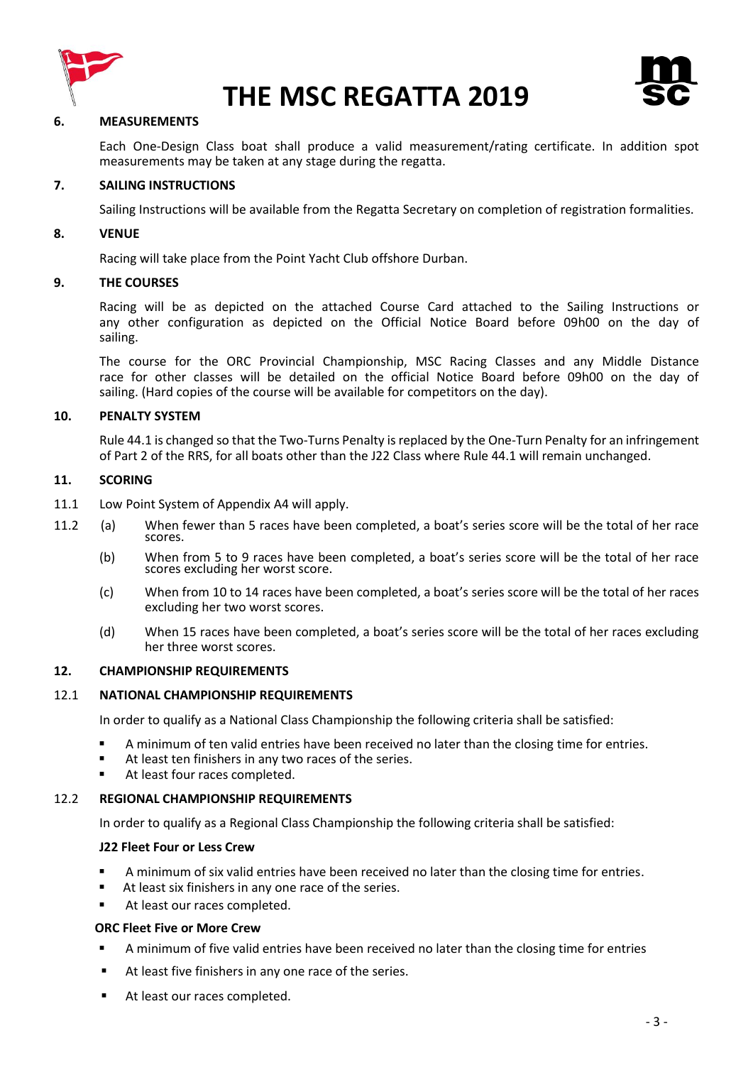## 6. MEASUREMENTS

Each One-Design Class boat shall produce a valid measurement/rating certificate. In addition spot measurements may be taken at any stage during the regatta.

## 7. SAILING INSTRUCTIONS

Sailing Instructions will be available from the Regatta Secretary on completion of registration formalities.

## 8. VENUE

Racing will take place from the Point Yacht Club offshore Durban.

## 9. THE COURSES

Racing will be as depicted on the attached Course Card attached to the Sailing Instructions or any other configuration as depicted on the Official Notice Board before 09h00 on the day of sailing.

The course for the ORC Provincial Championship, MSC Racing Classes and any Middle Distance race for other classes will be detailed on the official Notice Board before 09h00 on the day of sailing. (Hard copies of the course will be available for competitors on the day).

## 10. PENALTY SYSTEM

Rule 44.1 is changed so that the Two-Turns Penalty is replaced by the One-Turn Penalty for an infringement of Part 2 of the RRS, for all boats other than the J22 Class where Rule 44.1 will remain unchanged.

## 11. SCORING

11.1 Low Point System of Appendix A4 will apply.

11.2 (a) When fewer than 5 races have been completed, a boat's series score will be the total of her race scores.

(b) When from 5 to 9 races have been completed, a boat's series score will be the total of her race scores excluding her worst score.

(c) When from 10 to 14 races have been completed, a boat's series score will be the total of her races excluding her two worst scores.

(d) When 15 races have been completed, a boat's series score will be the total of her races excluding her three worst scores.

## 12. CHAMPIONSHIP REQUIREMENTS

### 12.1 NATIONAL CHAMPIONSHIP REQUIREMENTS

In order to qualify as a National Class Championship the following criteria shall be satisfied:

- A minimum of ten valid entries have been received no later than the closing time for entries.
- At least ten finishers in any two races of the series.
- At least four races completed.

### 12.2 REGIONAL CHAMPIONSHIP REQUIREMENTS

In order to qualify as a Regional Class Championship the following criteria shall be satisfied:

**J22 Fleet Four or Less Crew**

- A minimum of six valid entries have been received no later than the closing time for entries.
- At least six finishers in any one race of the series.
- At least our races completed.

**ORC Fleet Five or More Crew**

- A minimum of five valid entries have been received no later than the closing time for entries
- At least five finishers in any one race of the series.
- At least our races completed.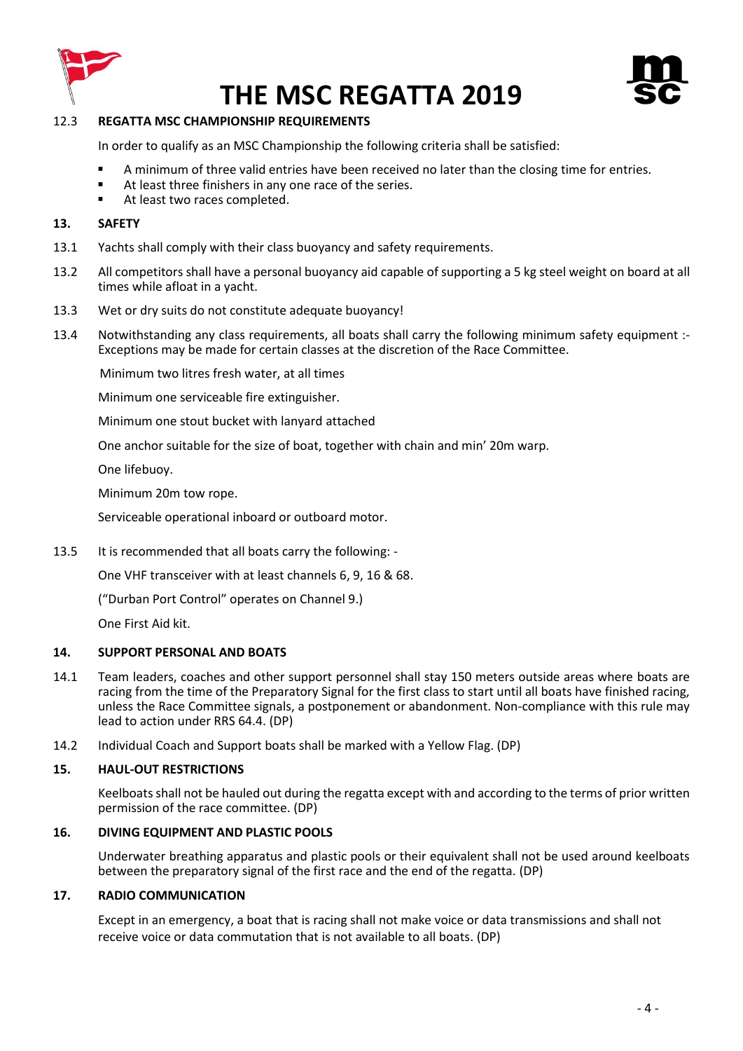# THE MSC REGATTA 2019

12.3 **REGATTA MSC CHAMPIONSHIP REQUIREMENTS**

In order to qualify as an MSC Championship the following criteria shall be satisfied:

- A minimum of three valid entries have been received no later than the closing time for entries.
- At least three finishers in any one race of the series.
- At least two races completed.

## 13. SAFETY

13.1 Yachts shall comply with their class buoyancy and safety requirements.

13.2 All competitors shall have a personal buoyancy aid capable of supporting a 5 kg steel weight on board at all times while afloat in a yacht.

13.3 Wet or dry suits do not constitute adequate buoyancy!

13.4 Notwithstanding any class requirements, all boats shall carry the following minimum safety equipment :- Exceptions may be made for certain classes at the discretion of the Race Committee.

Minimum two litres fresh water, at all times

Minimum one serviceable fire extinguisher.

Minimum one stout bucket with lanyard attached

One anchor suitable for the size of boat, together with chain and min' 20m warp.

One lifebuoy.

Minimum 20m tow rope.

Serviceable operational inboard or outboard motor.

13.5 It is recommended that all boats carry the following: -

One VHF transceiver with at least channels 6, 9, 16 & 68.

("Durban Port Control" operates on Channel 9.)

One First Aid kit.

## 14. SUPPORT PERSONAL AND BOATS

14.1 Team leaders, coaches and other support personnel shall stay 150 meters outside areas where boats are racing from the time of the Preparatory Signal for the first class to start until all boats have finished racing, unless the Race Committee signals, a postponement or abandonment. Non-compliance with this rule may lead to action under RRS 64.4. (DP)

14.2 Individual Coach and Support boats shall be marked with a Yellow Flag. (DP)

## 15. HAUL-OUT RESTRICTIONS

Keelboats shall not be hauled out during the regatta except with and according to the terms of prior written permission of the race committee. (DP)

## 16. DIVING EQUIPMENT AND PLASTIC POOLS

Underwater breathing apparatus and plastic pools or their equivalent shall not be used around keelboats between the preparatory signal of the first race and the end of the regatta. (DP)

## 17. RADIO COMMUNICATION

Except in an emergency, a boat that is racing shall not make voice or data transmissions and shall not receive voice or data commutation that is not available to all boats. (DP)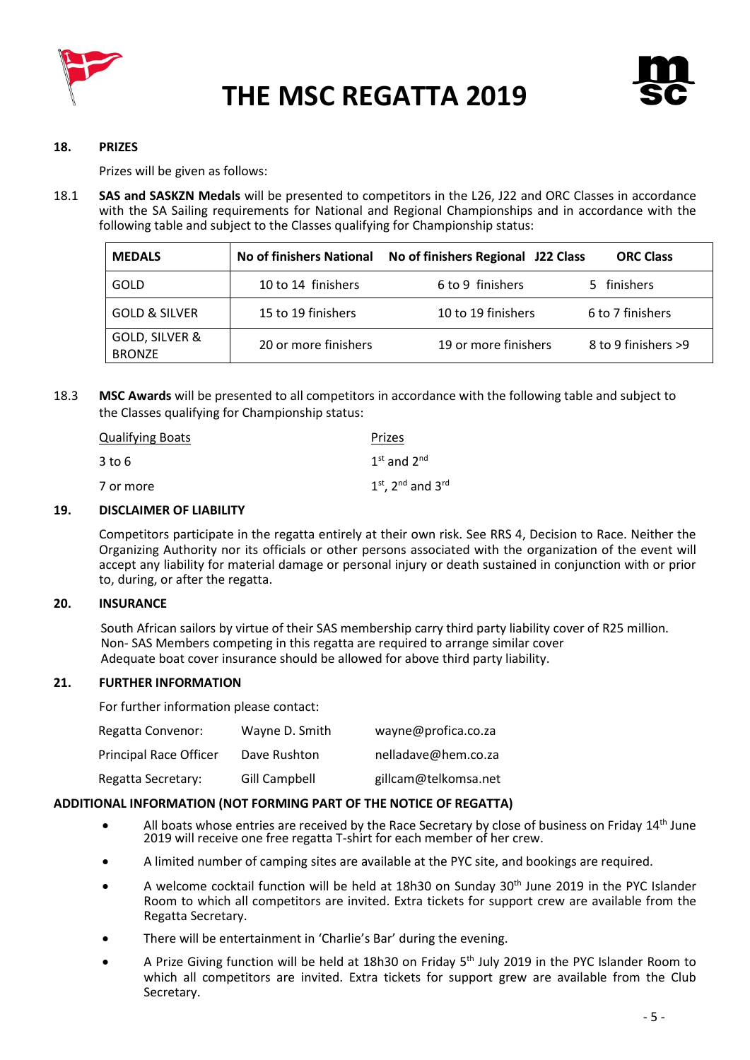# THE MSC REGATTA 2019

### 18. PRIZES

Prizes will be given as follows:

18.1 **SAS and SASKZN Medals** will be presented to competitors in the L26, J22 and ORC Classes in accordance with the SA Sailing requirements for National and Regional Championships and in accordance with the following table and subject to the Classes qualifying for Championship status:

| MEDALS | No of finishers National | No of finishers Regional J22 Class | ORC Class |
|---|---|---|---|
| GOLD | 10 to 14 finishers | 6 to 9 finishers | 5 finishers |
| GOLD & SILVER | 15 to 19 finishers | 10 to 19 finishers | 6 to 7 finishers |
| GOLD, SILVER & BRONZE | 20 or more finishers | 19 or more finishers | 8 to 9 finishers >9 |

18.3 **MSC Awards** will be presented to all competitors in accordance with the following table and subject to the Classes qualifying for Championship status:

| Qualifying Boats | Prizes |
|---|---|
| 3 to 6 | 1st and 2nd |
| 7 or more | 1st, 2nd and 3rd |

### 19. DISCLAIMER OF LIABILITY

Competitors participate in the regatta entirely at their own risk. See RRS 4, Decision to Race. Neither the Organizing Authority nor its officials or other persons associated with the organization of the event will accept any liability for material damage or personal injury or death sustained in conjunction with or prior to, during, or after the regatta.

### 20. INSURANCE

South African sailors by virtue of their SAS membership carry third party liability cover of R25 million.
Non- SAS Members competing in this regatta are required to arrange similar cover
Adequate boat cover insurance should be allowed for above third party liability.

### 21. FURTHER INFORMATION

For further information please contact:

| | | |
|---|---|---|
| Regatta Convenor: | Wayne D. Smith | wayne@profica.co.za |
| Principal Race Officer | Dave Rushton | nelladave@hem.co.za |
| Regatta Secretary: | Gill Campbell | gillcam@telkomsa.net |

### ADDITIONAL INFORMATION (NOT FORMING PART OF THE NOTICE OF REGATTA)

- All boats whose entries are received by the Race Secretary by close of business on Friday 14th June 2019 will receive one free regatta T-shirt for each member of her crew.
- A limited number of camping sites are available at the PYC site, and bookings are required.
- A welcome cocktail function will be held at 18h30 on Sunday 30th June 2019 in the PYC Islander Room to which all competitors are invited. Extra tickets for support crew are available from the Regatta Secretary.
- There will be entertainment in 'Charlie's Bar' during the evening.
- A Prize Giving function will be held at 18h30 on Friday 5th July 2019 in the PYC Islander Room to which all competitors are invited. Extra tickets for support grew are available from the Club Secretary.